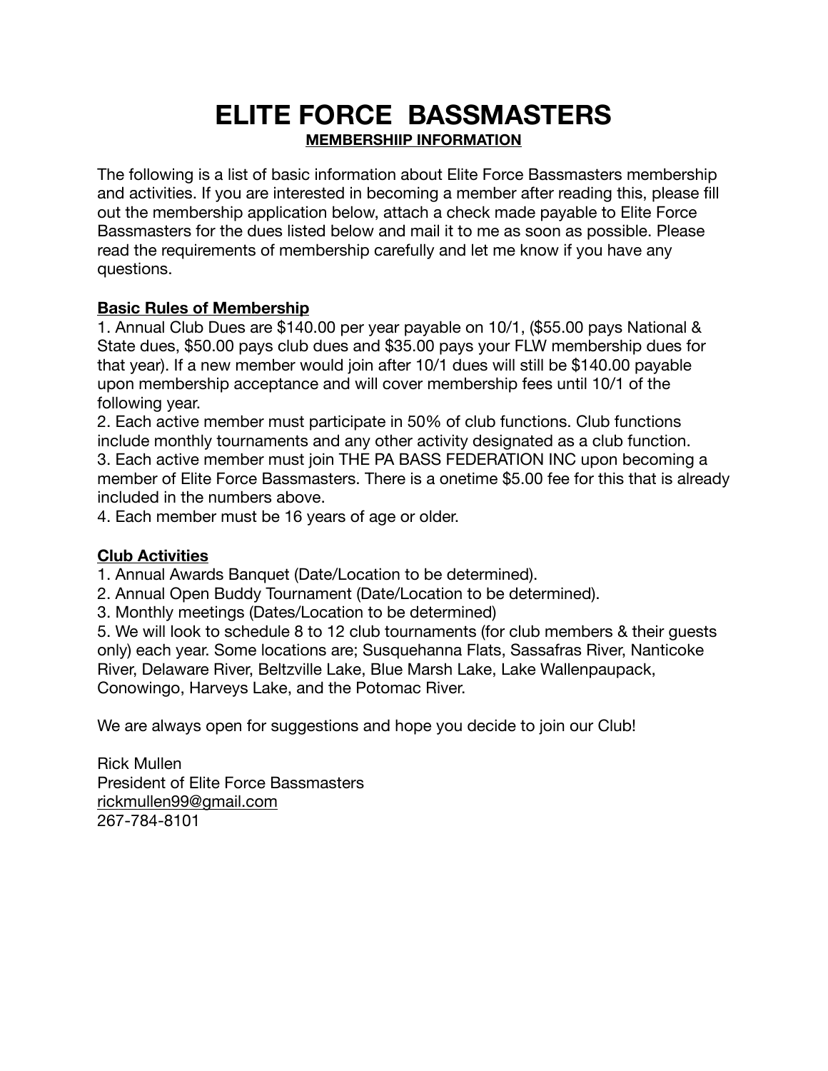# ELITE FORCE BASSMASTERS

**MEMBERSHIIP INFORMATION**

The following is a list of basic information about Elite Force Bassmasters membership and activities. If you are interested in becoming a member after reading this, please fill out the membership application below, attach a check made payable to Elite Force Bassmasters for the dues listed below and mail it to me as soon as possible. Please read the requirements of membership carefully and let me know if you have any questions.

**Basic Rules of Membership**

1. Annual Club Dues are $140.00 per year payable on 10/1, ($55.00 pays National & State dues, $50.00 pays club dues and $35.00 pays your FLW membership dues for that year). If a new member would join after 10/1 dues will still be $140.00 payable upon membership acceptance and will cover membership fees until 10/1 of the following year.
2. Each active member must participate in 50% of club functions. Club functions include monthly tournaments and any other activity designated as a club function.
3. Each active member must join THE PA BASS FEDERATION INC upon becoming a member of Elite Force Bassmasters. There is a onetime $5.00 fee for this that is already included in the numbers above.
4. Each member must be 16 years of age or older.

**Club Activities**

1. Annual Awards Banquet (Date/Location to be determined).
2. Annual Open Buddy Tournament (Date/Location to be determined).
3. Monthly meetings (Dates/Location to be determined)

5. We will look to schedule 8 to 12 club tournaments (for club members & their guests only) each year. Some locations are; Susquehanna Flats, Sassafras River, Nanticoke River, Delaware River, Beltzville Lake, Blue Marsh Lake, Lake Wallenpaupack, Conowingo, Harveys Lake, and the Potomac River.

We are always open for suggestions and hope you decide to join our Club!

Rick Mullen
President of Elite Force Bassmasters
rickmullen99@gmail.com
267-784-8101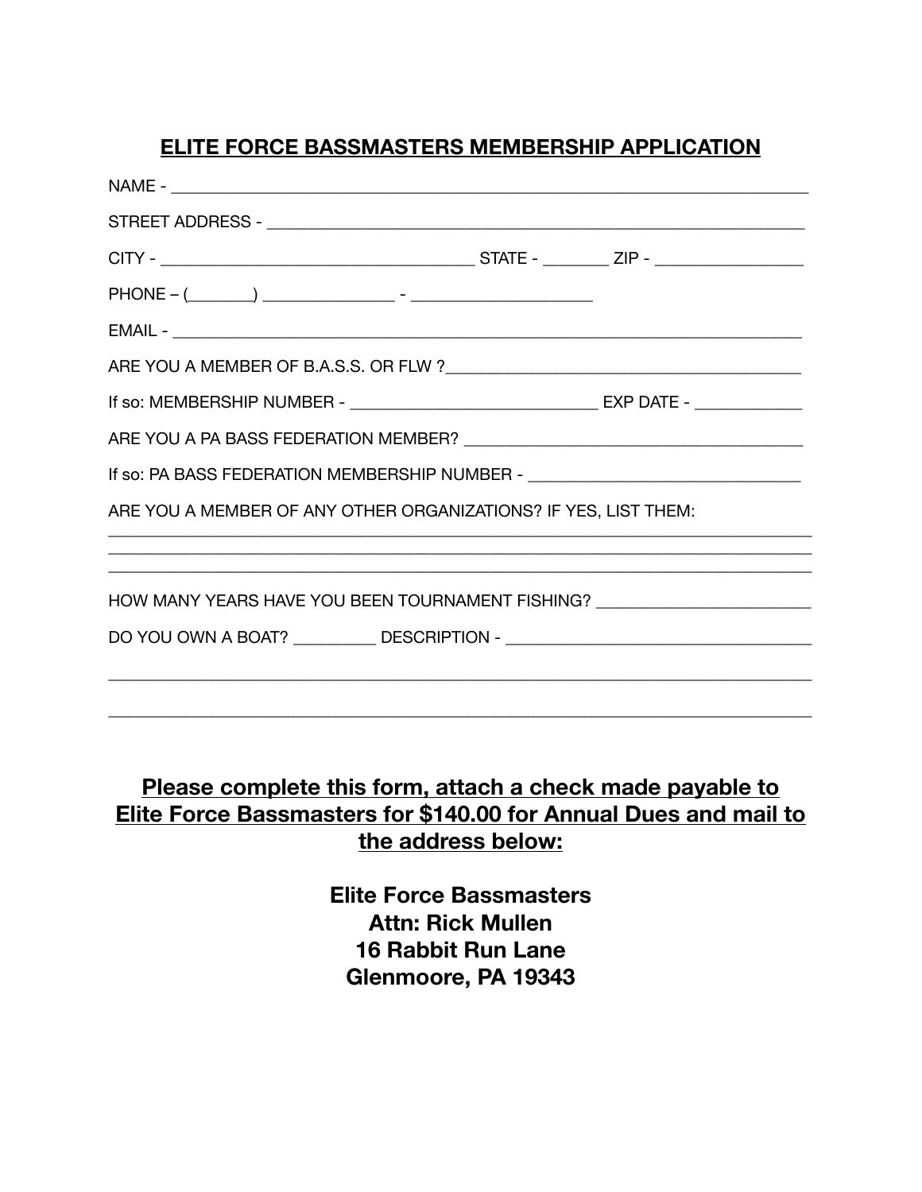# ELITE FORCE BASSMASTERS MEMBERSHIP APPLICATION

NAME - ____________________________________________________________________________

STREET ADDRESS - ______________________________________________________________

CITY - ___________________________________ STATE - _______ ZIP - ________________

PHONE – (_______) ______________ - ___________________

EMAIL - ___________________________________________________________________________

ARE YOU A MEMBER OF B.A.S.S. OR FLW ?______________________________________

If so: MEMBERSHIP NUMBER - ___________________________ EXP DATE - ___________

ARE YOU A PA BASS FEDERATION MEMBER? ____________________________________

If so: PA BASS FEDERATION MEMBERSHIP NUMBER - _____________________________

ARE YOU A MEMBER OF ANY OTHER ORGANIZATIONS? IF YES, LIST THEM:

______________________________________________________________________________

______________________________________________________________________________

______________________________________________________________________________

HOW MANY YEARS HAVE YOU BEEN TOURNAMENT FISHING? _______________________

DO YOU OWN A BOAT? _________ DESCRIPTION - __________________________________

______________________________________________________________________________

______________________________________________________________________________

**Please complete this form, attach a check made payable to Elite Force Bassmasters for $140.00 for Annual Dues and mail to the address below:**

**Elite Force Bassmasters**
**Attn: Rick Mullen**
**16 Rabbit Run Lane**
**Glenmoore, PA 19343**